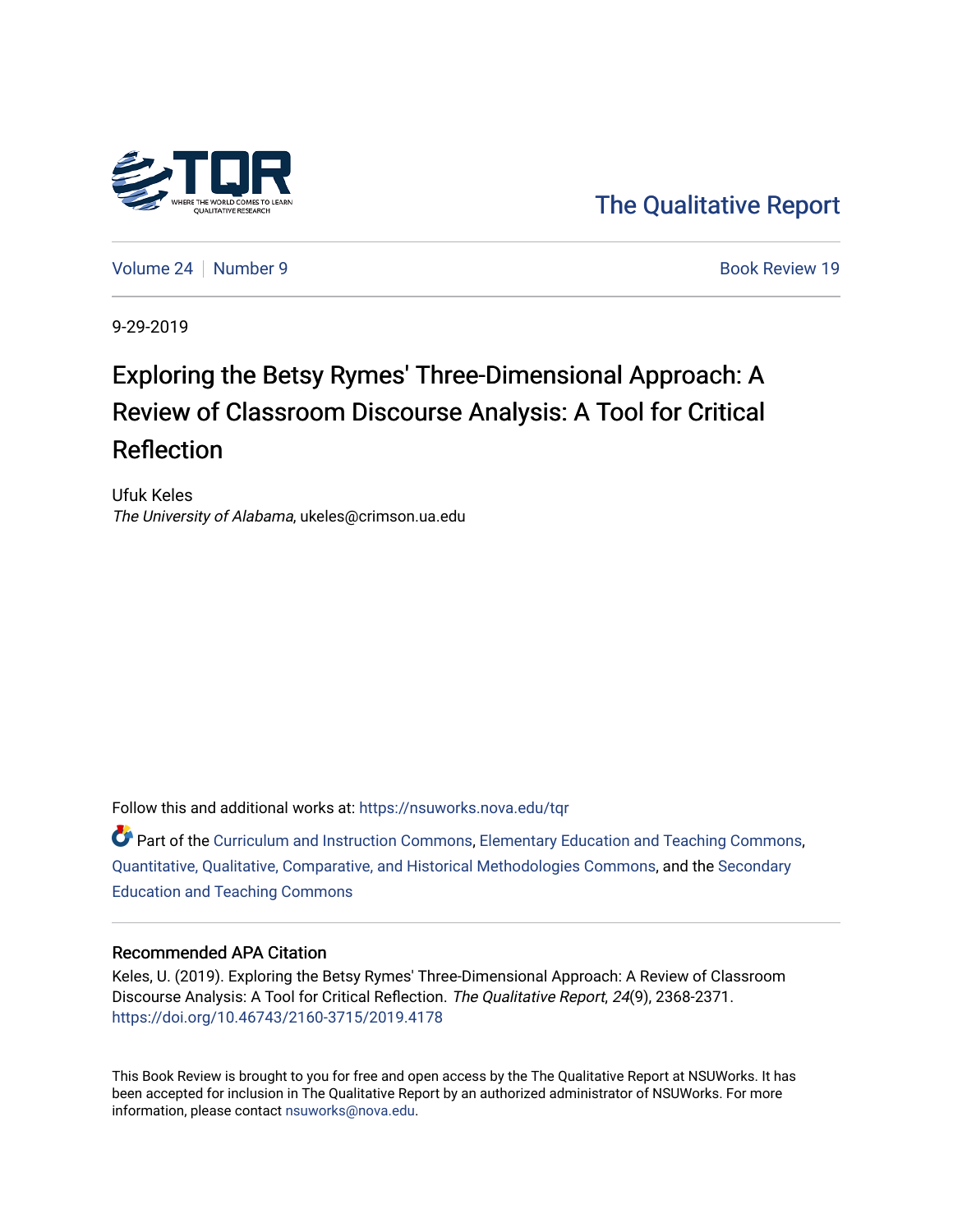The Qualitative Report

Volume 24 | Number 9 | Book Review 19

9-29-2019

# Exploring the Betsy Rymes' Three-Dimensional Approach: A Review of Classroom Discourse Analysis: A Tool for Critical Reflection

Ufuk Keles
*The University of Alabama*, ukeles@crimson.ua.edu

Follow this and additional works at: https://nsuworks.nova.edu/tqr

Part of the Curriculum and Instruction Commons, Elementary Education and Teaching Commons, Quantitative, Qualitative, Comparative, and Historical Methodologies Commons, and the Secondary Education and Teaching Commons

## Recommended APA Citation

Keles, U. (2019). Exploring the Betsy Rymes' Three-Dimensional Approach: A Review of Classroom Discourse Analysis: A Tool for Critical Reflection. *The Qualitative Report*, *24*(9), 2368-2371. https://doi.org/10.46743/2160-3715/2019.4178

This Book Review is brought to you for free and open access by the The Qualitative Report at NSUWorks. It has been accepted for inclusion in The Qualitative Report by an authorized administrator of NSUWorks. For more information, please contact nsuworks@nova.edu.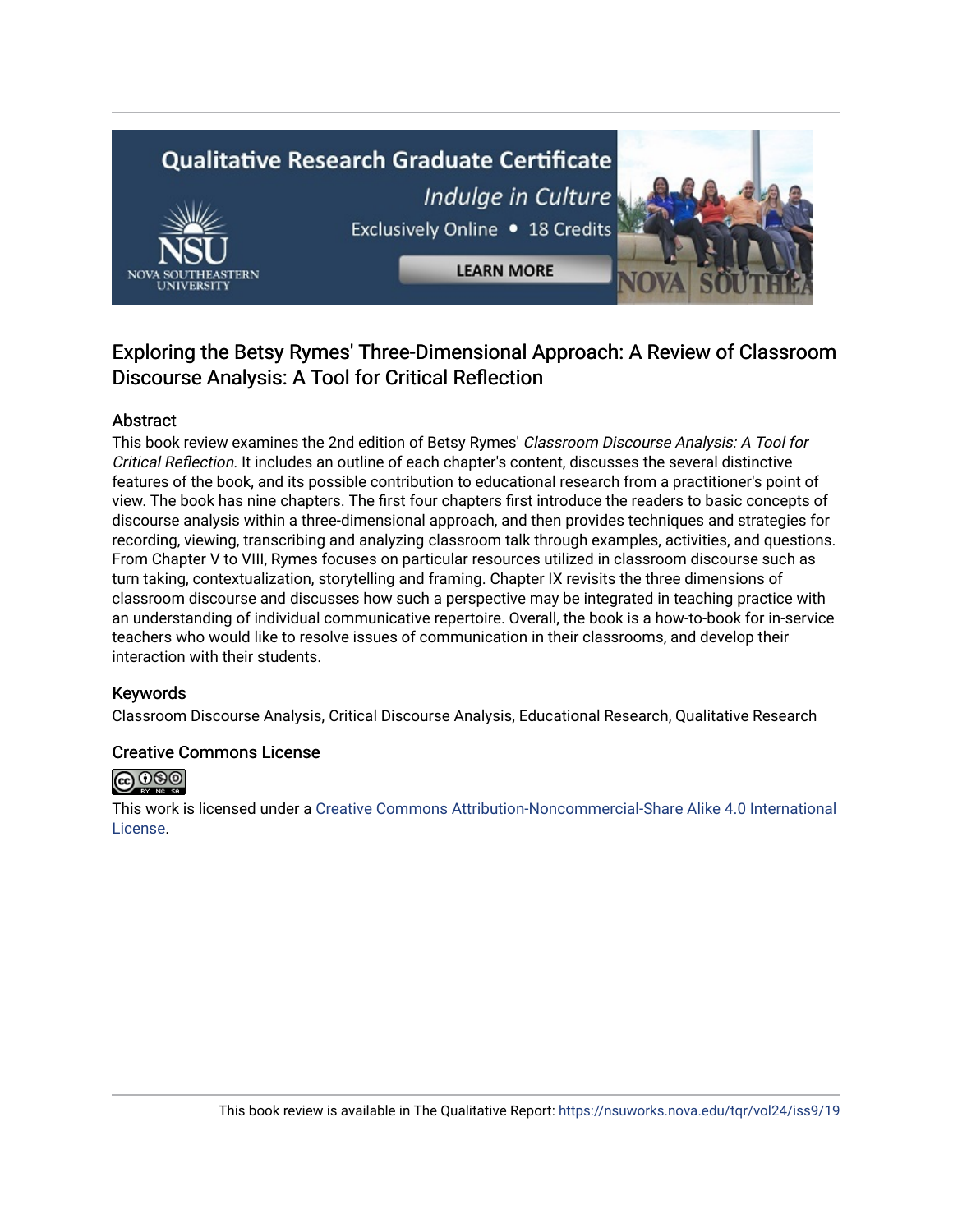# Exploring the Betsy Rymes' Three-Dimensional Approach: A Review of Classroom Discourse Analysis: A Tool for Critical Reflection

## Abstract

This book review examines the 2nd edition of Betsy Rymes' *Classroom Discourse Analysis: A Tool for Critical Reflection.* It includes an outline of each chapter's content, discusses the several distinctive features of the book, and its possible contribution to educational research from a practitioner's point of view. The book has nine chapters. The first four chapters first introduce the readers to basic concepts of discourse analysis within a three-dimensional approach, and then provides techniques and strategies for recording, viewing, transcribing and analyzing classroom talk through examples, activities, and questions. From Chapter V to VIII, Rymes focuses on particular resources utilized in classroom discourse such as turn taking, contextualization, storytelling and framing. Chapter IX revisits the three dimensions of classroom discourse and discusses how such a perspective may be integrated in teaching practice with an understanding of individual communicative repertoire. Overall, the book is a how-to-book for in-service teachers who would like to resolve issues of communication in their classrooms, and develop their interaction with their students.

## Keywords

Classroom Discourse Analysis, Critical Discourse Analysis, Educational Research, Qualitative Research

## Creative Commons License

This work is licensed under a Creative Commons Attribution-Noncommercial-Share Alike 4.0 International License.

This book review is available in The Qualitative Report: https://nsuworks.nova.edu/tqr/vol24/iss9/19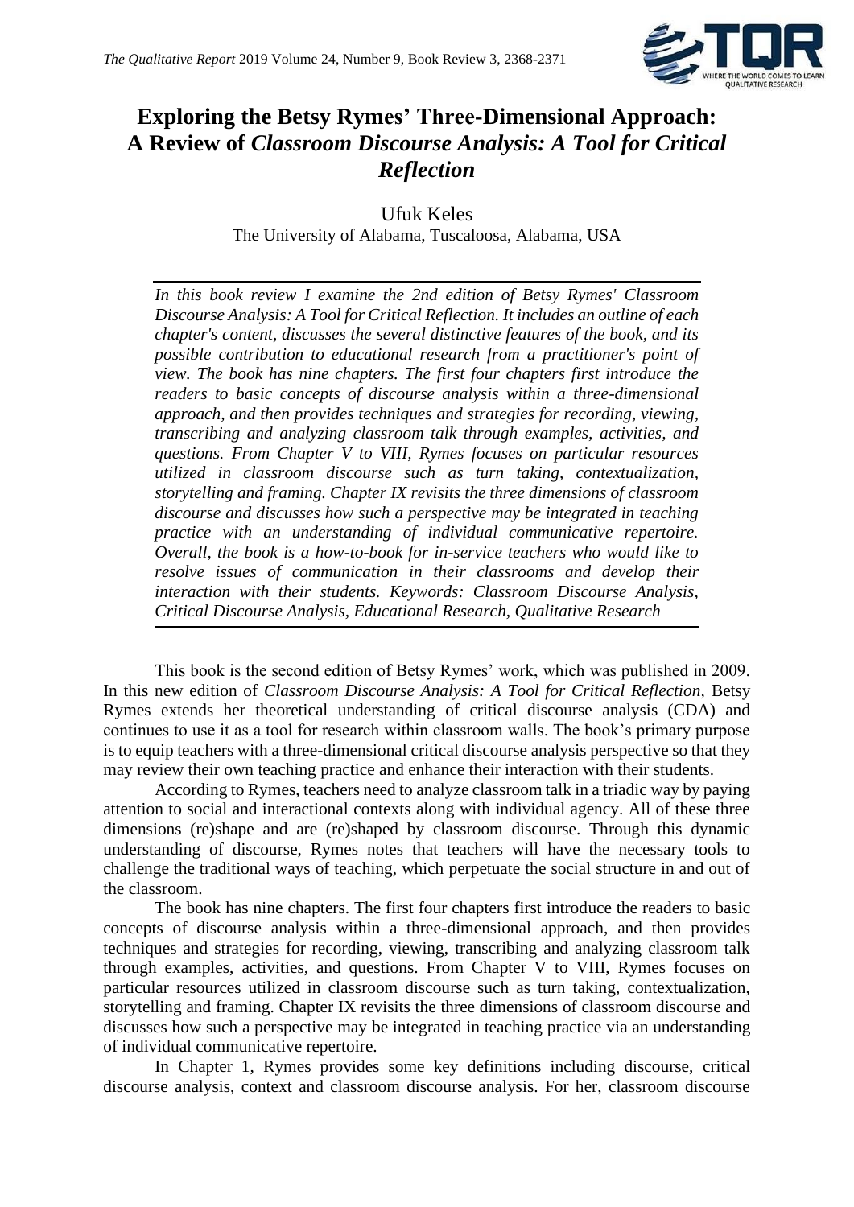# Exploring the Betsy Rymes' Three-Dimensional Approach: A Review of *Classroom Discourse Analysis: A Tool for Critical Reflection*

Ufuk Keles

The University of Alabama, Tuscaloosa, Alabama, USA

*In this book review I examine the 2nd edition of Betsy Rymes' Classroom Discourse Analysis: A Tool for Critical Reflection. It includes an outline of each chapter's content, discusses the several distinctive features of the book, and its possible contribution to educational research from a practitioner's point of view. The book has nine chapters. The first four chapters first introduce the readers to basic concepts of discourse analysis within a three-dimensional approach, and then provides techniques and strategies for recording, viewing, transcribing and analyzing classroom talk through examples, activities, and questions. From Chapter V to VIII, Rymes focuses on particular resources utilized in classroom discourse such as turn taking, contextualization, storytelling and framing. Chapter IX revisits the three dimensions of classroom discourse and discusses how such a perspective may be integrated in teaching practice with an understanding of individual communicative repertoire. Overall, the book is a how-to-book for in-service teachers who would like to resolve issues of communication in their classrooms and develop their interaction with their students. Keywords: Classroom Discourse Analysis, Critical Discourse Analysis, Educational Research, Qualitative Research*

This book is the second edition of Betsy Rymes' work, which was published in 2009. In this new edition of *Classroom Discourse Analysis: A Tool for Critical Reflection*, Betsy Rymes extends her theoretical understanding of critical discourse analysis (CDA) and continues to use it as a tool for research within classroom walls. The book's primary purpose is to equip teachers with a three-dimensional critical discourse analysis perspective so that they may review their own teaching practice and enhance their interaction with their students.

According to Rymes, teachers need to analyze classroom talk in a triadic way by paying attention to social and interactional contexts along with individual agency. All of these three dimensions (re)shape and are (re)shaped by classroom discourse. Through this dynamic understanding of discourse, Rymes notes that teachers will have the necessary tools to challenge the traditional ways of teaching, which perpetuate the social structure in and out of the classroom.

The book has nine chapters. The first four chapters first introduce the readers to basic concepts of discourse analysis within a three-dimensional approach, and then provides techniques and strategies for recording, viewing, transcribing and analyzing classroom talk through examples, activities, and questions. From Chapter V to VIII, Rymes focuses on particular resources utilized in classroom discourse such as turn taking, contextualization, storytelling and framing. Chapter IX revisits the three dimensions of classroom discourse and discusses how such a perspective may be integrated in teaching practice via an understanding of individual communicative repertoire.

In Chapter 1, Rymes provides some key definitions including discourse, critical discourse analysis, context and classroom discourse analysis. For her, classroom discourse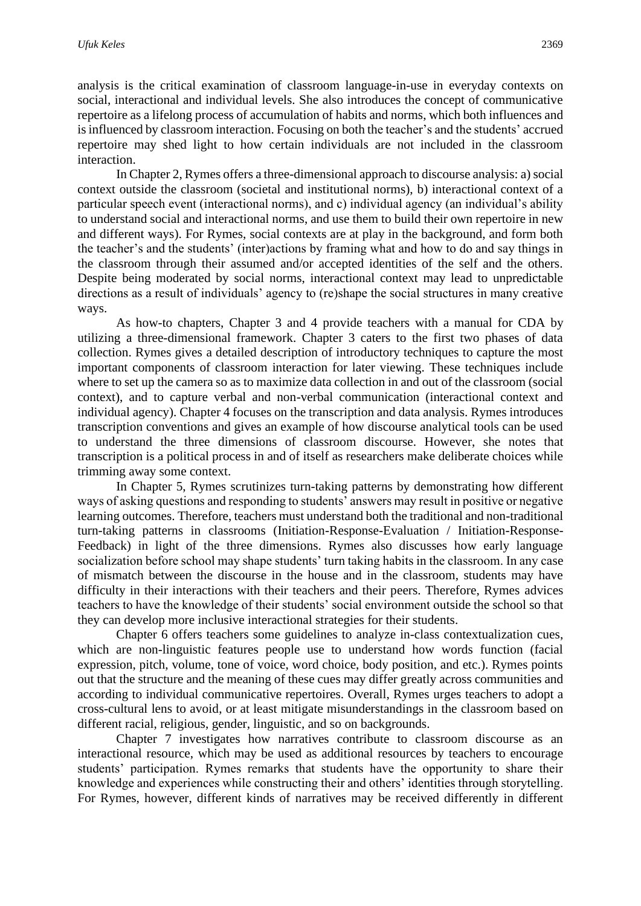analysis is the critical examination of classroom language-in-use in everyday contexts on social, interactional and individual levels. She also introduces the concept of communicative repertoire as a lifelong process of accumulation of habits and norms, which both influences and is influenced by classroom interaction. Focusing on both the teacher's and the students' accrued repertoire may shed light to how certain individuals are not included in the classroom interaction.

In Chapter 2, Rymes offers a three-dimensional approach to discourse analysis: a) social context outside the classroom (societal and institutional norms), b) interactional context of a particular speech event (interactional norms), and c) individual agency (an individual's ability to understand social and interactional norms, and use them to build their own repertoire in new and different ways). For Rymes, social contexts are at play in the background, and form both the teacher's and the students' (inter)actions by framing what and how to do and say things in the classroom through their assumed and/or accepted identities of the self and the others. Despite being moderated by social norms, interactional context may lead to unpredictable directions as a result of individuals' agency to (re)shape the social structures in many creative ways.

As how-to chapters, Chapter 3 and 4 provide teachers with a manual for CDA by utilizing a three-dimensional framework. Chapter 3 caters to the first two phases of data collection. Rymes gives a detailed description of introductory techniques to capture the most important components of classroom interaction for later viewing. These techniques include where to set up the camera so as to maximize data collection in and out of the classroom (social context), and to capture verbal and non-verbal communication (interactional context and individual agency). Chapter 4 focuses on the transcription and data analysis. Rymes introduces transcription conventions and gives an example of how discourse analytical tools can be used to understand the three dimensions of classroom discourse. However, she notes that transcription is a political process in and of itself as researchers make deliberate choices while trimming away some context.

In Chapter 5, Rymes scrutinizes turn-taking patterns by demonstrating how different ways of asking questions and responding to students' answers may result in positive or negative learning outcomes. Therefore, teachers must understand both the traditional and non-traditional turn-taking patterns in classrooms (Initiation-Response-Evaluation / Initiation-Response-Feedback) in light of the three dimensions. Rymes also discusses how early language socialization before school may shape students' turn taking habits in the classroom. In any case of mismatch between the discourse in the house and in the classroom, students may have difficulty in their interactions with their teachers and their peers. Therefore, Rymes advices teachers to have the knowledge of their students' social environment outside the school so that they can develop more inclusive interactional strategies for their students.

Chapter 6 offers teachers some guidelines to analyze in-class contextualization cues, which are non-linguistic features people use to understand how words function (facial expression, pitch, volume, tone of voice, word choice, body position, and etc.). Rymes points out that the structure and the meaning of these cues may differ greatly across communities and according to individual communicative repertoires. Overall, Rymes urges teachers to adopt a cross-cultural lens to avoid, or at least mitigate misunderstandings in the classroom based on different racial, religious, gender, linguistic, and so on backgrounds.

Chapter 7 investigates how narratives contribute to classroom discourse as an interactional resource, which may be used as additional resources by teachers to encourage students' participation. Rymes remarks that students have the opportunity to share their knowledge and experiences while constructing their and others' identities through storytelling. For Rymes, however, different kinds of narratives may be received differently in different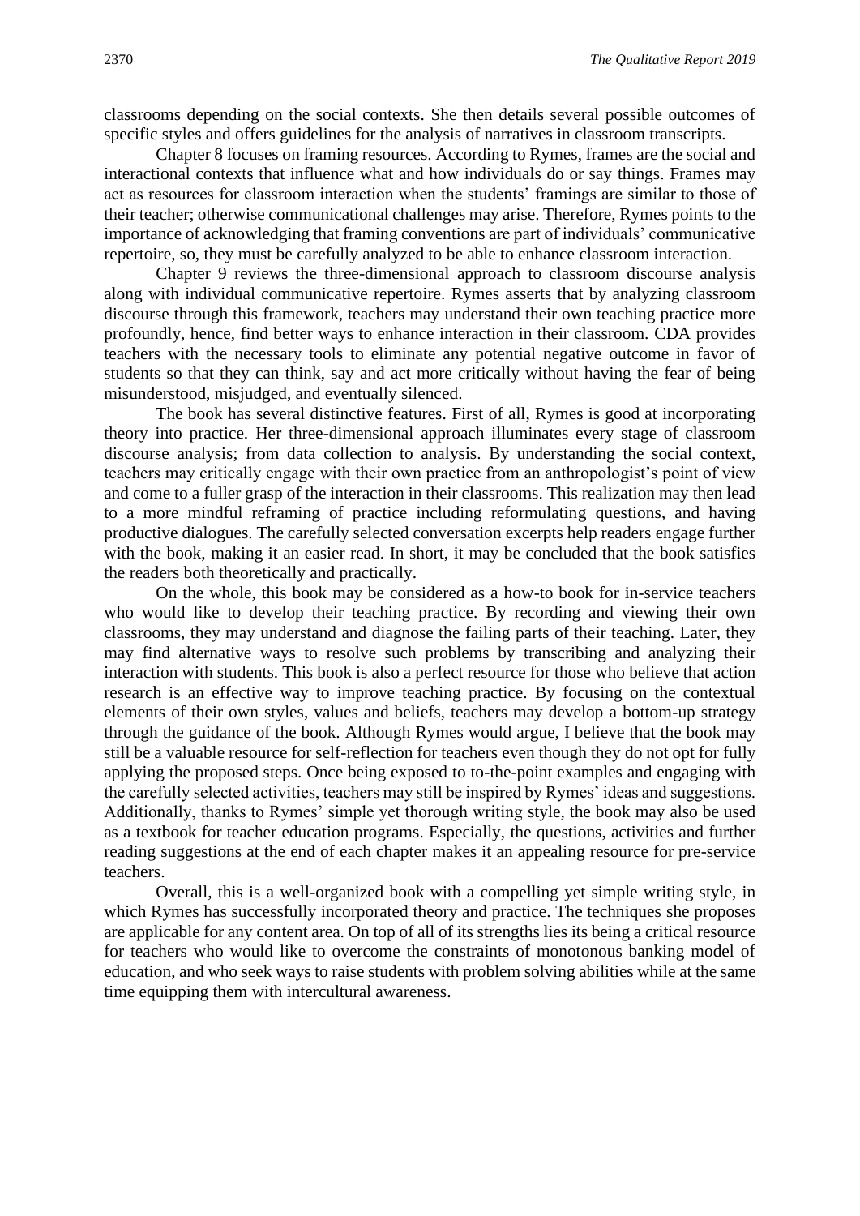classrooms depending on the social contexts. She then details several possible outcomes of specific styles and offers guidelines for the analysis of narratives in classroom transcripts.

Chapter 8 focuses on framing resources. According to Rymes, frames are the social and interactional contexts that influence what and how individuals do or say things. Frames may act as resources for classroom interaction when the students' framings are similar to those of their teacher; otherwise communicational challenges may arise. Therefore, Rymes points to the importance of acknowledging that framing conventions are part of individuals' communicative repertoire, so, they must be carefully analyzed to be able to enhance classroom interaction.

Chapter 9 reviews the three-dimensional approach to classroom discourse analysis along with individual communicative repertoire. Rymes asserts that by analyzing classroom discourse through this framework, teachers may understand their own teaching practice more profoundly, hence, find better ways to enhance interaction in their classroom. CDA provides teachers with the necessary tools to eliminate any potential negative outcome in favor of students so that they can think, say and act more critically without having the fear of being misunderstood, misjudged, and eventually silenced.

The book has several distinctive features. First of all, Rymes is good at incorporating theory into practice. Her three-dimensional approach illuminates every stage of classroom discourse analysis; from data collection to analysis. By understanding the social context, teachers may critically engage with their own practice from an anthropologist's point of view and come to a fuller grasp of the interaction in their classrooms. This realization may then lead to a more mindful reframing of practice including reformulating questions, and having productive dialogues. The carefully selected conversation excerpts help readers engage further with the book, making it an easier read. In short, it may be concluded that the book satisfies the readers both theoretically and practically.

On the whole, this book may be considered as a how-to book for in-service teachers who would like to develop their teaching practice. By recording and viewing their own classrooms, they may understand and diagnose the failing parts of their teaching. Later, they may find alternative ways to resolve such problems by transcribing and analyzing their interaction with students. This book is also a perfect resource for those who believe that action research is an effective way to improve teaching practice. By focusing on the contextual elements of their own styles, values and beliefs, teachers may develop a bottom-up strategy through the guidance of the book. Although Rymes would argue, I believe that the book may still be a valuable resource for self-reflection for teachers even though they do not opt for fully applying the proposed steps. Once being exposed to to-the-point examples and engaging with the carefully selected activities, teachers may still be inspired by Rymes' ideas and suggestions. Additionally, thanks to Rymes' simple yet thorough writing style, the book may also be used as a textbook for teacher education programs. Especially, the questions, activities and further reading suggestions at the end of each chapter makes it an appealing resource for pre-service teachers.

Overall, this is a well-organized book with a compelling yet simple writing style, in which Rymes has successfully incorporated theory and practice. The techniques she proposes are applicable for any content area. On top of all of its strengths lies its being a critical resource for teachers who would like to overcome the constraints of monotonous banking model of education, and who seek ways to raise students with problem solving abilities while at the same time equipping them with intercultural awareness.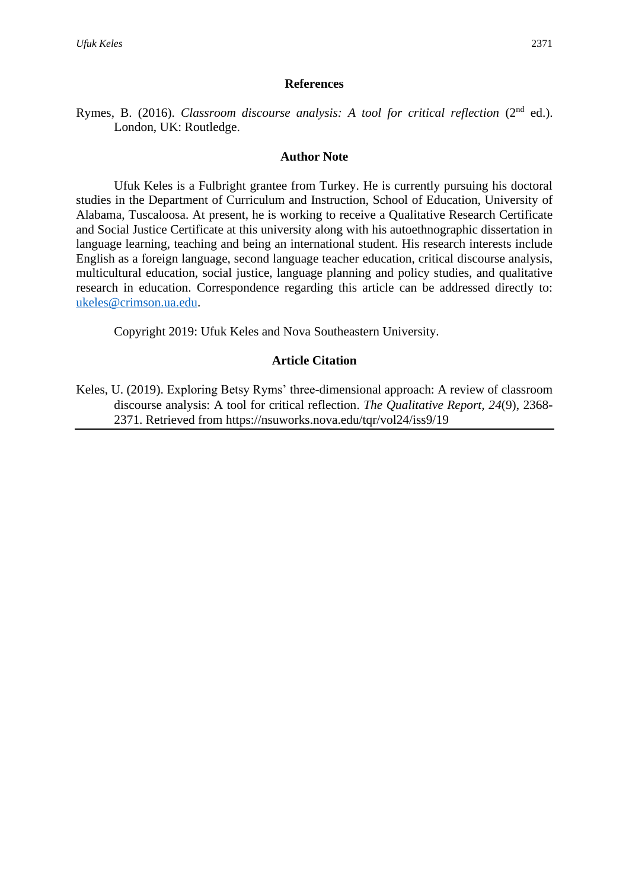## References

Rymes, B. (2016). *Classroom discourse analysis: A tool for critical reflection* (2nd ed.). London, UK: Routledge.

## Author Note

Ufuk Keles is a Fulbright grantee from Turkey. He is currently pursuing his doctoral studies in the Department of Curriculum and Instruction, School of Education, University of Alabama, Tuscaloosa. At present, he is working to receive a Qualitative Research Certificate and Social Justice Certificate at this university along with his autoethnographic dissertation in language learning, teaching and being an international student. His research interests include English as a foreign language, second language teacher education, critical discourse analysis, multicultural education, social justice, language planning and policy studies, and qualitative research in education. Correspondence regarding this article can be addressed directly to: [ukeles@crimson.ua.edu](mailto:ukeles@crimson.ua.edu).

Copyright 2019: Ufuk Keles and Nova Southeastern University.

## Article Citation

Keles, U. (2019). Exploring Betsy Ryms' three-dimensional approach: A review of classroom discourse analysis: A tool for critical reflection. *The Qualitative Report*, *24*(9), 2368-2371. Retrieved from https://nsuworks.nova.edu/tqr/vol24/iss9/19